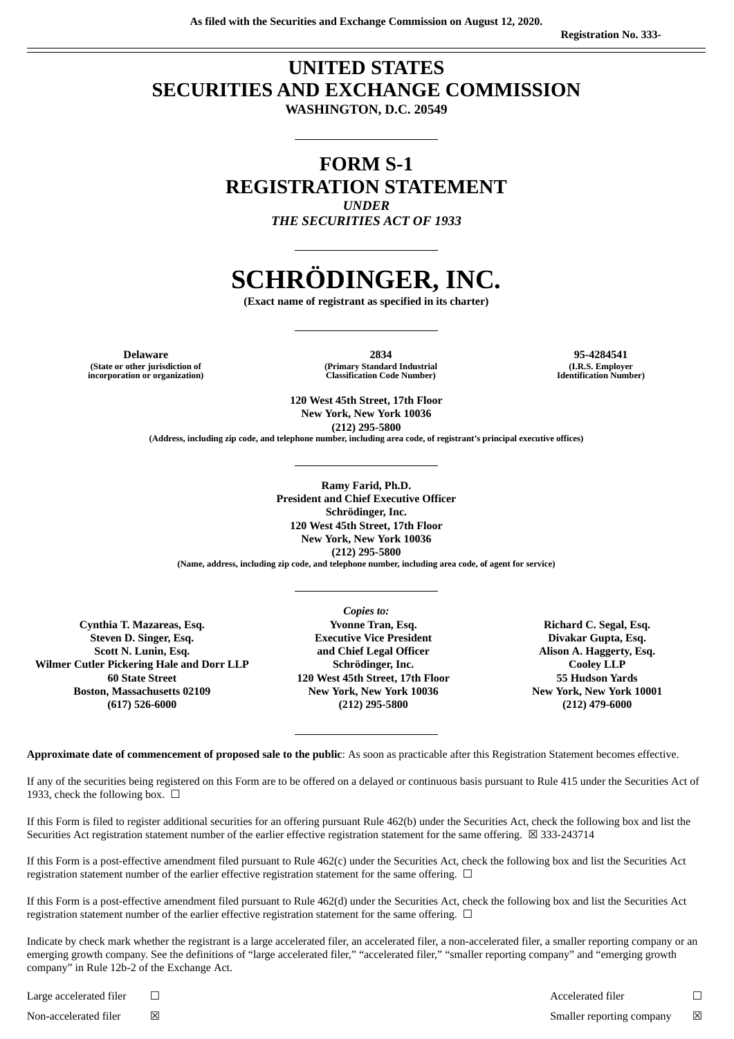As filed with the Securities and Exchange Commission on August 12, 2020.

Registration No. 333-

# UNITED STATES
# SECURITIES AND EXCHANGE COMMISSION
**WASHINGTON, D.C. 20549**

# FORM S-1
# REGISTRATION STATEMENT
***UNDER***
***THE SECURITIES ACT OF 1933***

# SCHRÖDINGER, INC.
**(Exact name of registrant as specified in its charter)**

| **Delaware** | **2834** | **95-4284541** |
|---|---|---|
| **(State or other jurisdiction of incorporation or organization)** | **(Primary Standard Industrial Classification Code Number)** | **(I.R.S. Employer Identification Number)** |

**120 West 45th Street, 17th Floor**
**New York, New York 10036**
**(212) 295-5800**
**(Address, including zip code, and telephone number, including area code, of registrant's principal executive offices)**

**Ramy Farid, Ph.D.**
**President and Chief Executive Officer**
**Schrödinger, Inc.**
**120 West 45th Street, 17th Floor**
**New York, New York 10036**
**(212) 295-5800**
**(Name, address, including zip code, and telephone number, including area code, of agent for service)**

***Copies to:***

| **Cynthia T. Mazareas, Esq.**<br>**Steven D. Singer, Esq.**<br>**Scott N. Lunin, Esq.**<br>**Wilmer Cutler Pickering Hale and Dorr LLP**<br>**60 State Street**<br>**Boston, Massachusetts 02109**<br>**(617) 526-6000** | **Yvonne Tran, Esq.**<br>**Executive Vice President**<br>**and Chief Legal Officer**<br>**Schrödinger, Inc.**<br>**120 West 45th Street, 17th Floor**<br>**New York, New York 10036**<br>**(212) 295-5800** | **Richard C. Segal, Esq.**<br>**Divakar Gupta, Esq.**<br>**Alison A. Haggerty, Esq.**<br>**Cooley LLP**<br>**55 Hudson Yards**<br>**New York, New York 10001**<br>**(212) 479-6000** |
|---|---|---|

**Approximate date of commencement of proposed sale to the public**: As soon as practicable after this Registration Statement becomes effective.

If any of the securities being registered on this Form are to be offered on a delayed or continuous basis pursuant to Rule 415 under the Securities Act of 1933, check the following box. ☐

If this Form is filed to register additional securities for an offering pursuant Rule 462(b) under the Securities Act, check the following box and list the Securities Act registration statement number of the earlier effective registration statement for the same offering. ☒ 333-243714

If this Form is a post-effective amendment filed pursuant to Rule 462(c) under the Securities Act, check the following box and list the Securities Act registration statement number of the earlier effective registration statement for the same offering. ☐

If this Form is a post-effective amendment filed pursuant to Rule 462(d) under the Securities Act, check the following box and list the Securities Act registration statement number of the earlier effective registration statement for the same offering. ☐

Indicate by check mark whether the registrant is a large accelerated filer, an accelerated filer, a non-accelerated filer, a smaller reporting company or an emerging growth company. See the definitions of "large accelerated filer," "accelerated filer," "smaller reporting company" and "emerging growth company" in Rule 12b-2 of the Exchange Act.

| | | | |
|---|---|---|---|
| Large accelerated filer | ☐ | Accelerated filer | ☐ |
| Non-accelerated filer | ☒ | Smaller reporting company | ☒ |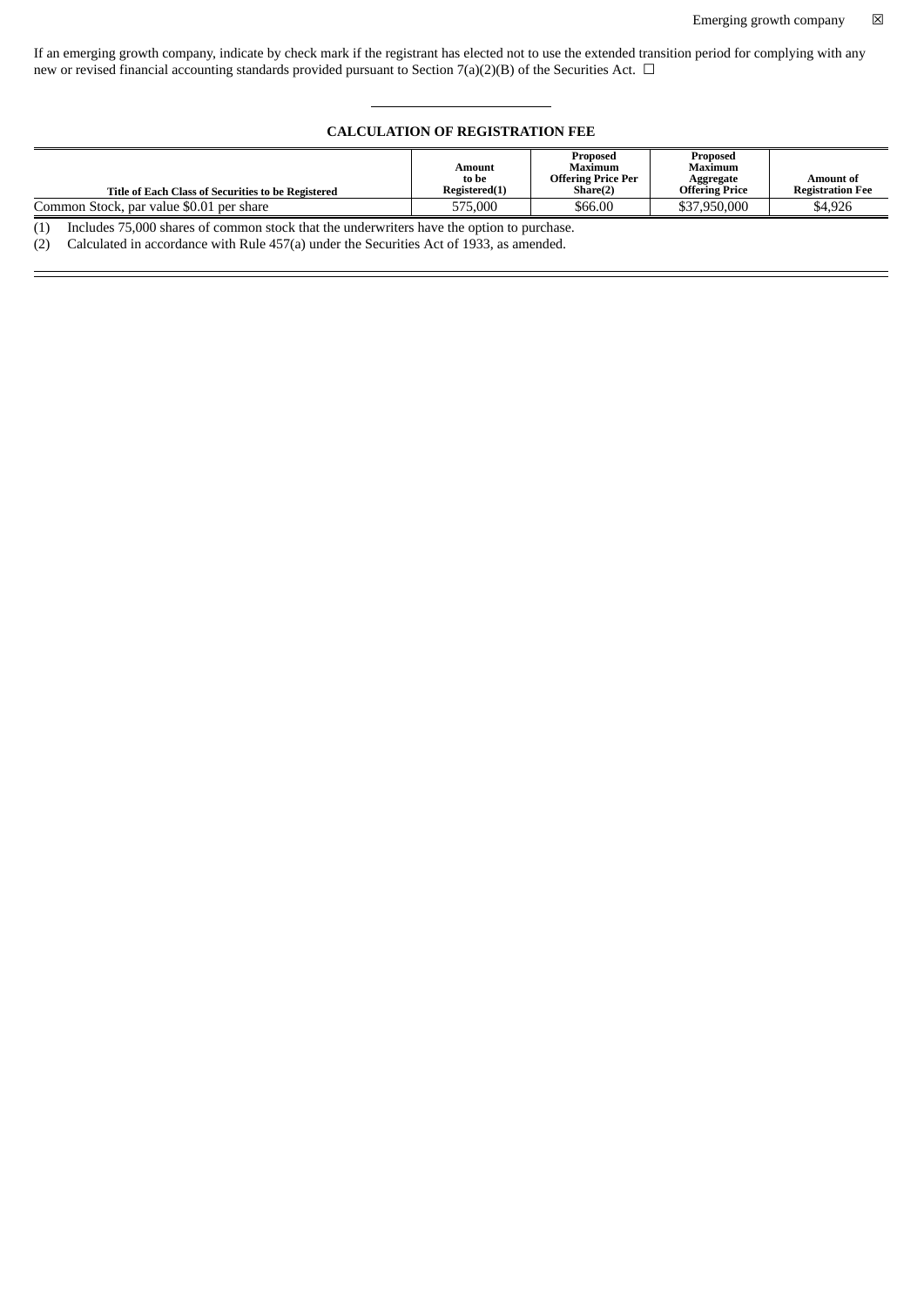Emerging growth company ☒

If an emerging growth company, indicate by check mark if the registrant has elected not to use the extended transition period for complying with any new or revised financial accounting standards provided pursuant to Section 7(a)(2)(B) of the Securities Act. ☐

## CALCULATION OF REGISTRATION FEE

| Title of Each Class of Securities to be Registered | Amount to be Registered(1) | Proposed Maximum Offering Price Per Share(2) | Proposed Maximum Aggregate Offering Price | Amount of Registration Fee |
|---|---|---|---|---|
| Common Stock, par value $0.01 per share | 575,000 | $66.00 | $37,950,000 | $4,926 |

(1) Includes 75,000 shares of common stock that the underwriters have the option to purchase.

(2) Calculated in accordance with Rule 457(a) under the Securities Act of 1933, as amended.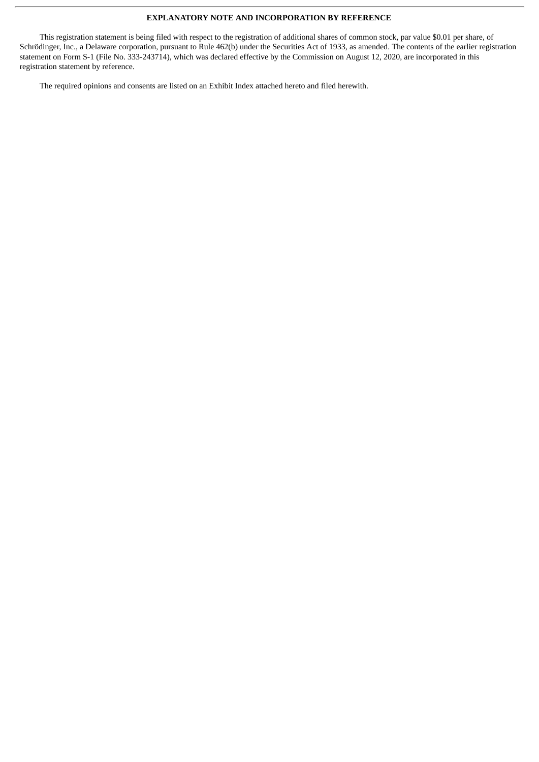## EXPLANATORY NOTE AND INCORPORATION BY REFERENCE

This registration statement is being filed with respect to the registration of additional shares of common stock, par value $0.01 per share, of Schrödinger, Inc., a Delaware corporation, pursuant to Rule 462(b) under the Securities Act of 1933, as amended. The contents of the earlier registration statement on Form S-1 (File No. 333-243714), which was declared effective by the Commission on August 12, 2020, are incorporated in this registration statement by reference.

The required opinions and consents are listed on an Exhibit Index attached hereto and filed herewith.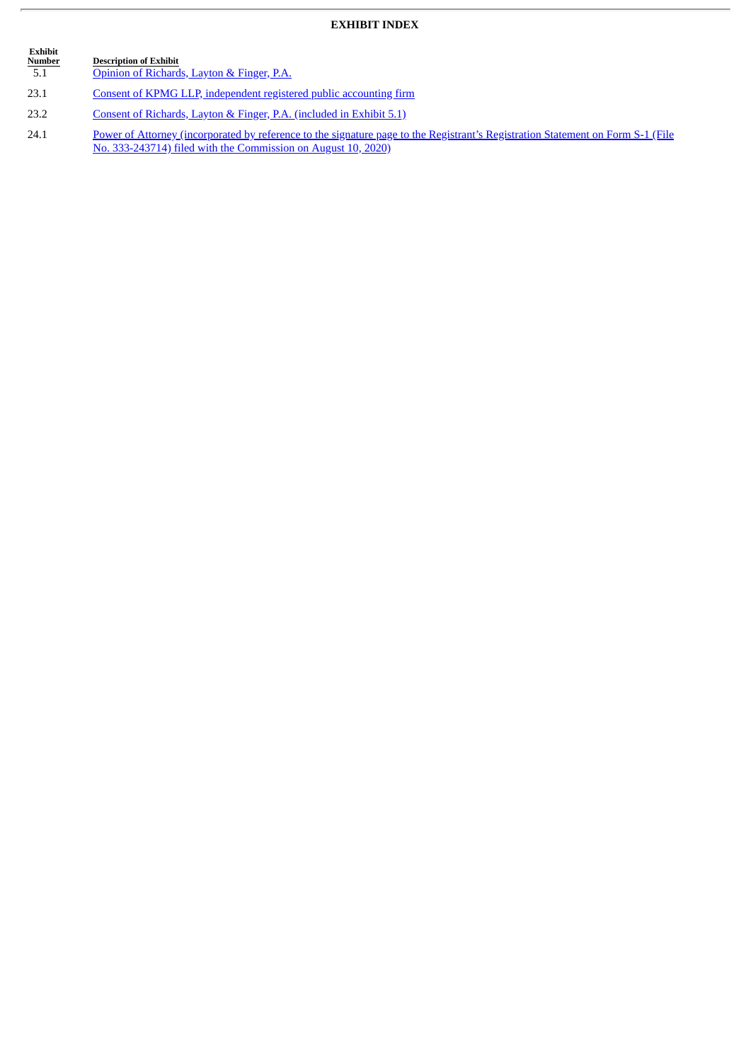## EXHIBIT INDEX

| Exhibit Number | Description of Exhibit |
|---|---|
| 5.1 | Opinion of Richards, Layton & Finger, P.A. |
| 23.1 | Consent of KPMG LLP, independent registered public accounting firm |
| 23.2 | Consent of Richards, Layton & Finger, P.A. (included in Exhibit 5.1) |
| 24.1 | Power of Attorney (incorporated by reference to the signature page to the Registrant's Registration Statement on Form S-1 (File No. 333-243714) filed with the Commission on August 10, 2020) |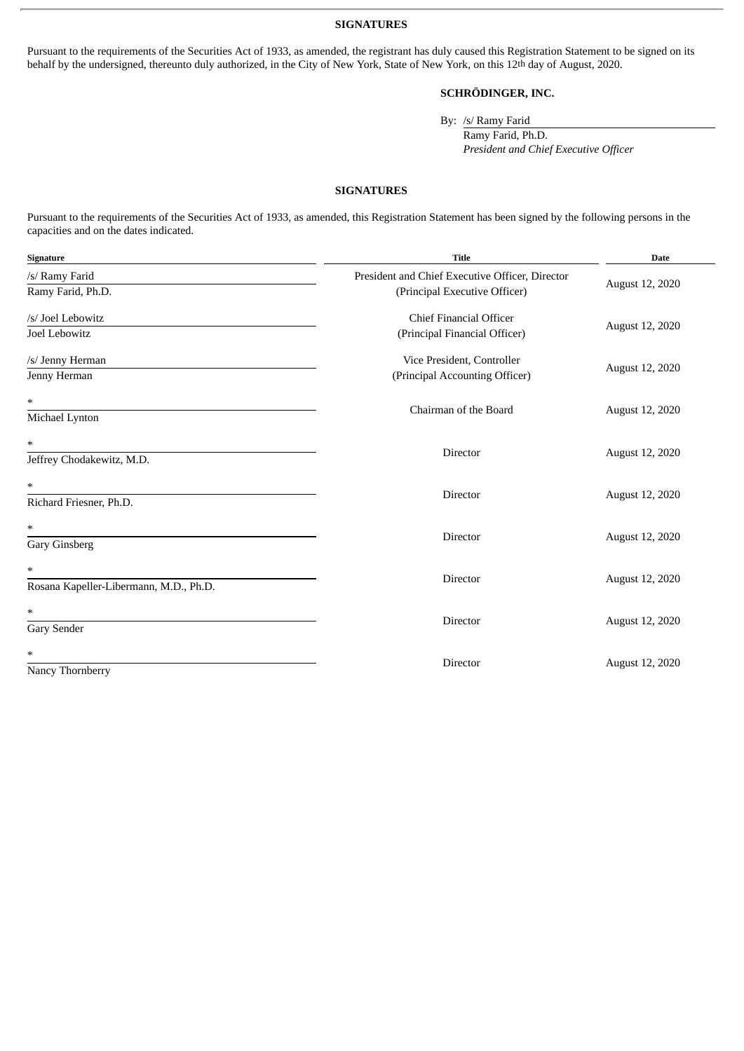**SIGNATURES**

Pursuant to the requirements of the Securities Act of 1933, as amended, the registrant has duly caused this Registration Statement to be signed on its behalf by the undersigned, thereunto duly authorized, in the City of New York, State of New York, on this 12th day of August, 2020.

**SCHRÖDINGER, INC.**

By: /s/ Ramy Farid
Ramy Farid, Ph.D.
*President and Chief Executive Officer*

**SIGNATURES**

Pursuant to the requirements of the Securities Act of 1933, as amended, this Registration Statement has been signed by the following persons in the capacities and on the dates indicated.

| Signature | Title | Date |
|---|---|---|
| /s/ Ramy Farid<br>Ramy Farid, Ph.D. | President and Chief Executive Officer, Director<br>(Principal Executive Officer) | August 12, 2020 |
| /s/ Joel Lebowitz<br>Joel Lebowitz | Chief Financial Officer<br>(Principal Financial Officer) | August 12, 2020 |
| /s/ Jenny Herman<br>Jenny Herman | Vice President, Controller<br>(Principal Accounting Officer) | August 12, 2020 |
| *<br>Michael Lynton | Chairman of the Board | August 12, 2020 |
| *<br>Jeffrey Chodakewitz, M.D. | Director | August 12, 2020 |
| *<br>Richard Friesner, Ph.D. | Director | August 12, 2020 |
| *<br>Gary Ginsberg | Director | August 12, 2020 |
| *<br>Rosana Kapeller-Libermann, M.D., Ph.D. | Director | August 12, 2020 |
| *<br>Gary Sender | Director | August 12, 2020 |
| *<br>Nancy Thornberry | Director | August 12, 2020 |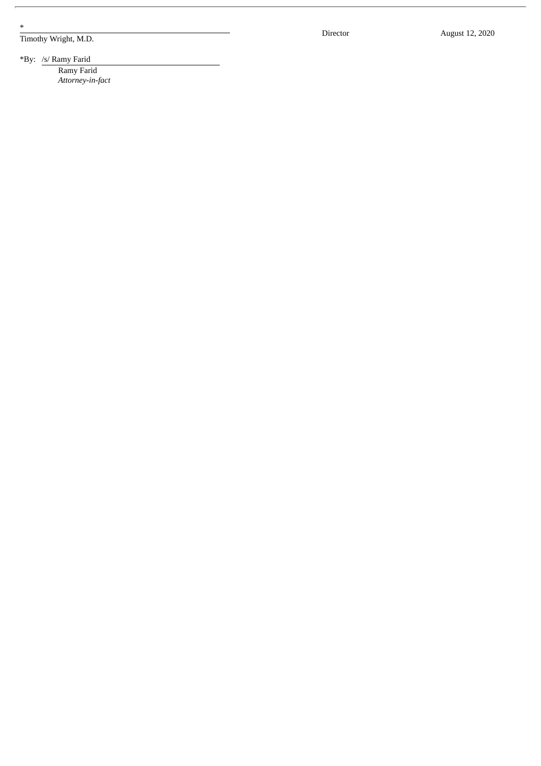| | | |
|---|---|---|
| * | | |
| Timothy Wright, M.D. | Director | August 12, 2020 |

*By: /s/ Ramy Farid

Ramy Farid

*Attorney-in-fact*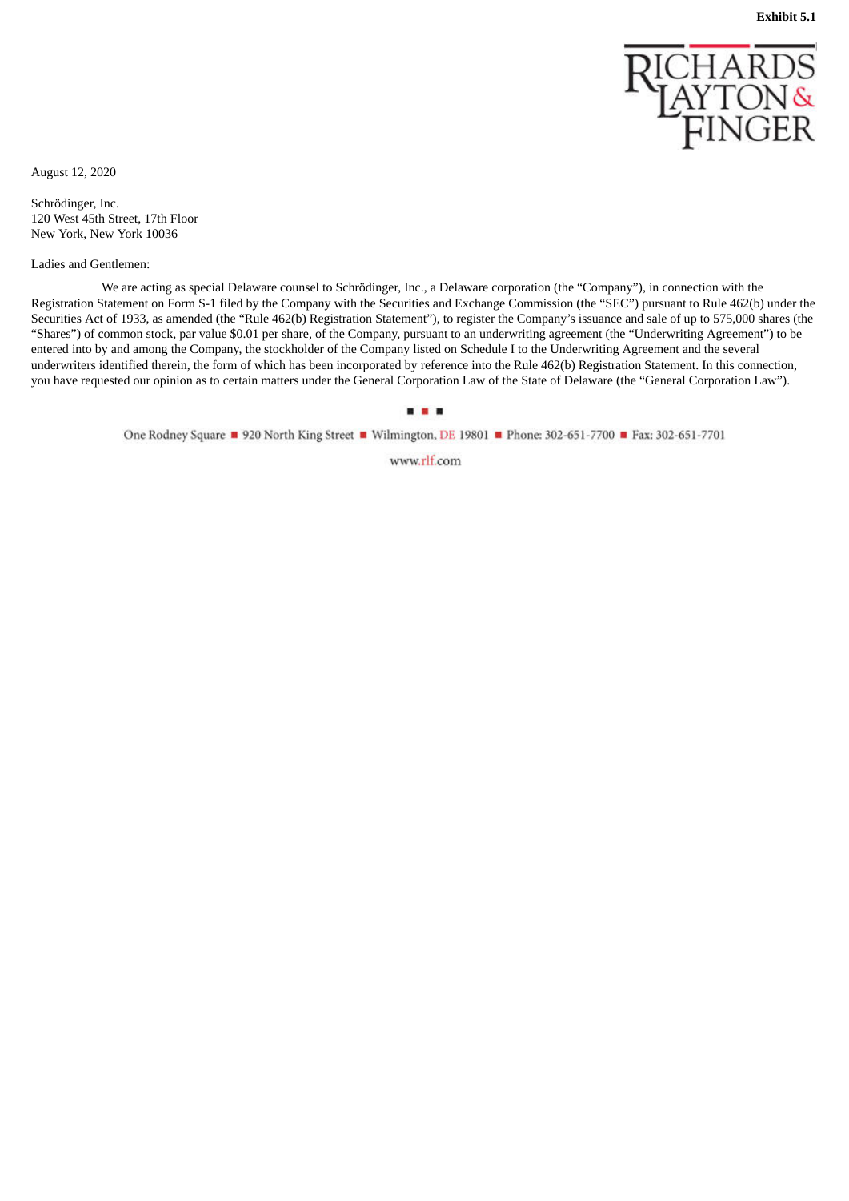**Exhibit 5.1**

RICHARDS LAYTON & FINGER

August 12, 2020

Schrödinger, Inc.
120 West 45th Street, 17th Floor
New York, New York 10036

Ladies and Gentlemen:

We are acting as special Delaware counsel to Schrödinger, Inc., a Delaware corporation (the "Company"), in connection with the Registration Statement on Form S-1 filed by the Company with the Securities and Exchange Commission (the "SEC") pursuant to Rule 462(b) under the Securities Act of 1933, as amended (the "Rule 462(b) Registration Statement"), to register the Company's issuance and sale of up to 575,000 shares (the "Shares") of common stock, par value $0.01 per share, of the Company, pursuant to an underwriting agreement (the "Underwriting Agreement") to be entered into by and among the Company, the stockholder of the Company listed on Schedule I to the Underwriting Agreement and the several underwriters identified therein, the form of which has been incorporated by reference into the Rule 462(b) Registration Statement. In this connection, you have requested our opinion as to certain matters under the General Corporation Law of the State of Delaware (the "General Corporation Law").

One Rodney Square ■ 920 North King Street ■ Wilmington, DE 19801 ■ Phone: 302-651-7700 ■ Fax: 302-651-7701

www.rlf.com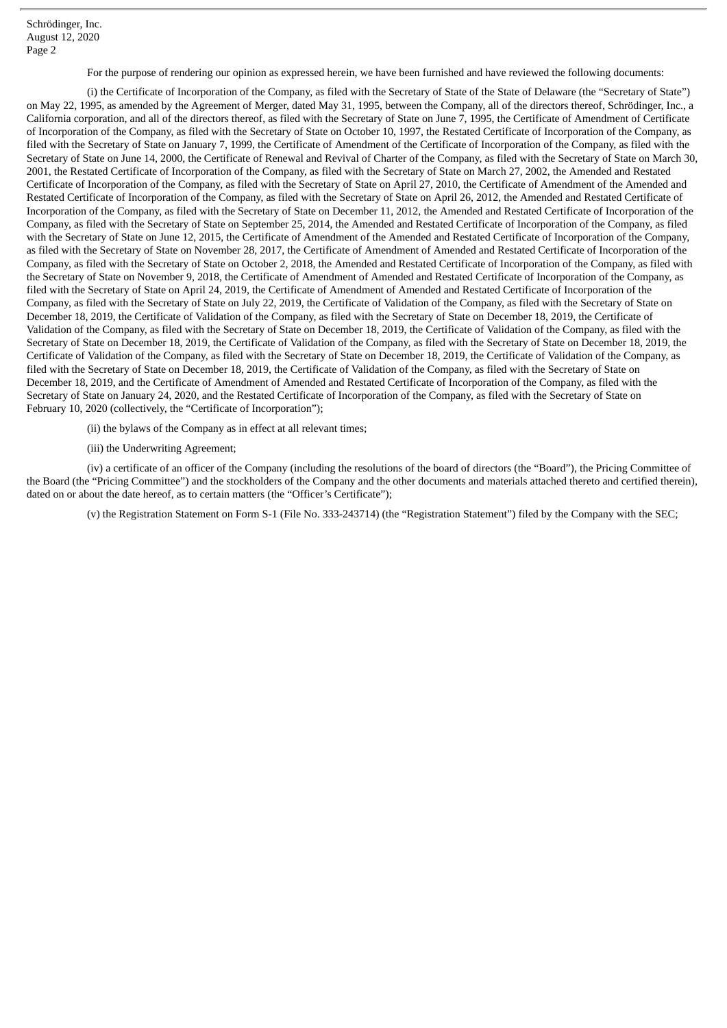For the purpose of rendering our opinion as expressed herein, we have been furnished and have reviewed the following documents:

(i) the Certificate of Incorporation of the Company, as filed with the Secretary of State of the State of Delaware (the "Secretary of State") on May 22, 1995, as amended by the Agreement of Merger, dated May 31, 1995, between the Company, all of the directors thereof, Schrödinger, Inc., a California corporation, and all of the directors thereof, as filed with the Secretary of State on June 7, 1995, the Certificate of Amendment of Certificate of Incorporation of the Company, as filed with the Secretary of State on October 10, 1997, the Restated Certificate of Incorporation of the Company, as filed with the Secretary of State on January 7, 1999, the Certificate of Amendment of the Certificate of Incorporation of the Company, as filed with the Secretary of State on June 14, 2000, the Certificate of Renewal and Revival of Charter of the Company, as filed with the Secretary of State on March 30, 2001, the Restated Certificate of Incorporation of the Company, as filed with the Secretary of State on March 27, 2002, the Amended and Restated Certificate of Incorporation of the Company, as filed with the Secretary of State on April 27, 2010, the Certificate of Amendment of the Amended and Restated Certificate of Incorporation of the Company, as filed with the Secretary of State on April 26, 2012, the Amended and Restated Certificate of Incorporation of the Company, as filed with the Secretary of State on December 11, 2012, the Amended and Restated Certificate of Incorporation of the Company, as filed with the Secretary of State on September 25, 2014, the Amended and Restated Certificate of Incorporation of the Company, as filed with the Secretary of State on June 12, 2015, the Certificate of Amendment of the Amended and Restated Certificate of Incorporation of the Company, as filed with the Secretary of State on November 28, 2017, the Certificate of Amendment of Amended and Restated Certificate of Incorporation of the Company, as filed with the Secretary of State on October 2, 2018, the Amended and Restated Certificate of Incorporation of the Company, as filed with the Secretary of State on November 9, 2018, the Certificate of Amendment of Amended and Restated Certificate of Incorporation of the Company, as filed with the Secretary of State on April 24, 2019, the Certificate of Amendment of Amended and Restated Certificate of Incorporation of the Company, as filed with the Secretary of State on July 22, 2019, the Certificate of Validation of the Company, as filed with the Secretary of State on December 18, 2019, the Certificate of Validation of the Company, as filed with the Secretary of State on December 18, 2019, the Certificate of Validation of the Company, as filed with the Secretary of State on December 18, 2019, the Certificate of Validation of the Company, as filed with the Secretary of State on December 18, 2019, the Certificate of Validation of the Company, as filed with the Secretary of State on December 18, 2019, the Certificate of Validation of the Company, as filed with the Secretary of State on December 18, 2019, the Certificate of Validation of the Company, as filed with the Secretary of State on December 18, 2019, the Certificate of Validation of the Company, as filed with the Secretary of State on December 18, 2019, and the Certificate of Amendment of Amended and Restated Certificate of Incorporation of the Company, as filed with the Secretary of State on January 24, 2020, and the Restated Certificate of Incorporation of the Company, as filed with the Secretary of State on February 10, 2020 (collectively, the "Certificate of Incorporation");

(ii) the bylaws of the Company as in effect at all relevant times;

(iii) the Underwriting Agreement;

(iv) a certificate of an officer of the Company (including the resolutions of the board of directors (the "Board"), the Pricing Committee of the Board (the "Pricing Committee") and the stockholders of the Company and the other documents and materials attached thereto and certified therein), dated on or about the date hereof, as to certain matters (the "Officer's Certificate");

(v) the Registration Statement on Form S-1 (File No. 333-243714) (the "Registration Statement") filed by the Company with the SEC;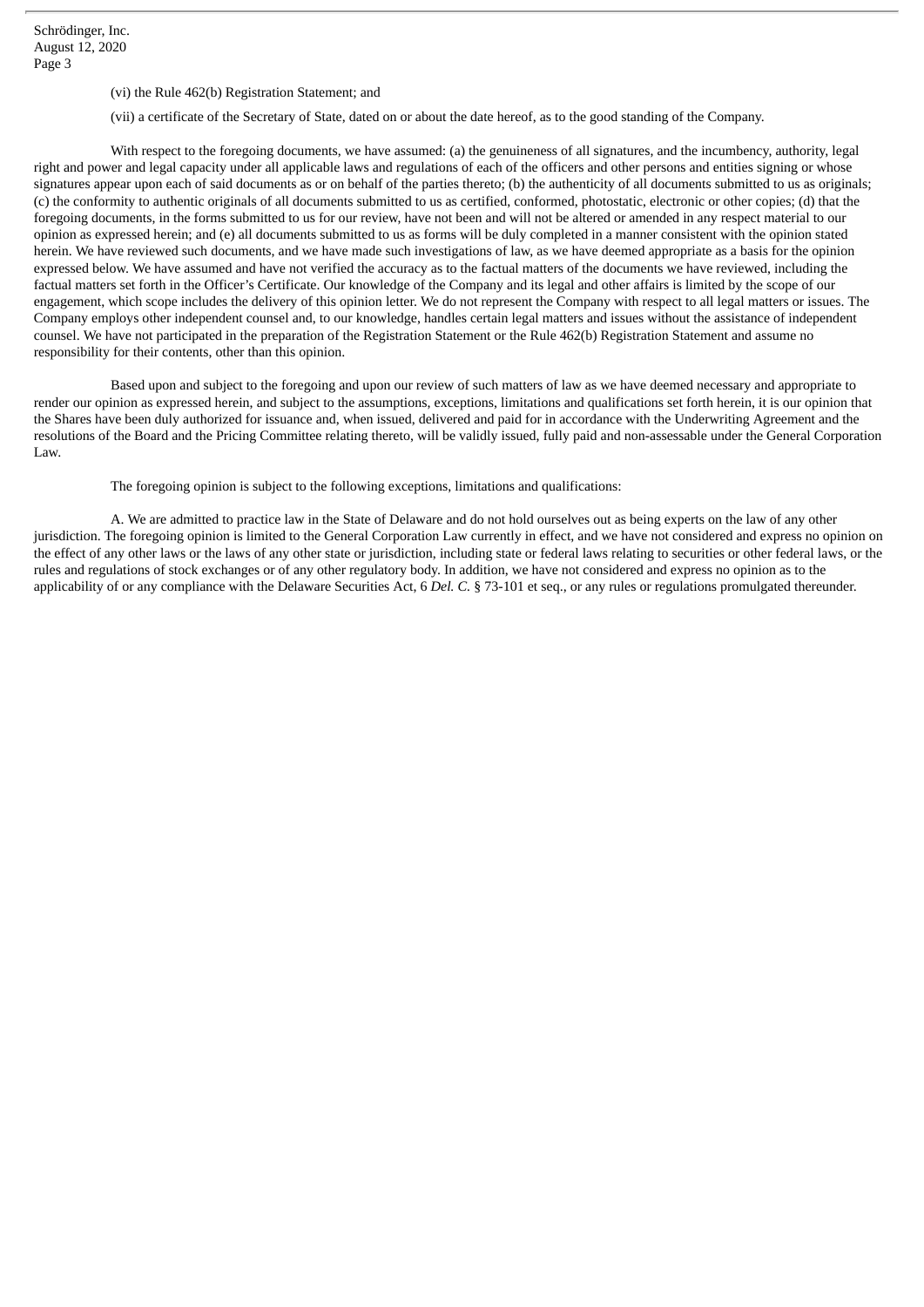(vi) the Rule 462(b) Registration Statement; and

(vii) a certificate of the Secretary of State, dated on or about the date hereof, as to the good standing of the Company.

With respect to the foregoing documents, we have assumed: (a) the genuineness of all signatures, and the incumbency, authority, legal right and power and legal capacity under all applicable laws and regulations of each of the officers and other persons and entities signing or whose signatures appear upon each of said documents as or on behalf of the parties thereto; (b) the authenticity of all documents submitted to us as originals; (c) the conformity to authentic originals of all documents submitted to us as certified, conformed, photostatic, electronic or other copies; (d) that the foregoing documents, in the forms submitted to us for our review, have not been and will not be altered or amended in any respect material to our opinion as expressed herein; and (e) all documents submitted to us as forms will be duly completed in a manner consistent with the opinion stated herein. We have reviewed such documents, and we have made such investigations of law, as we have deemed appropriate as a basis for the opinion expressed below. We have assumed and have not verified the accuracy as to the factual matters of the documents we have reviewed, including the factual matters set forth in the Officer's Certificate. Our knowledge of the Company and its legal and other affairs is limited by the scope of our engagement, which scope includes the delivery of this opinion letter. We do not represent the Company with respect to all legal matters or issues. The Company employs other independent counsel and, to our knowledge, handles certain legal matters and issues without the assistance of independent counsel. We have not participated in the preparation of the Registration Statement or the Rule 462(b) Registration Statement and assume no responsibility for their contents, other than this opinion.

Based upon and subject to the foregoing and upon our review of such matters of law as we have deemed necessary and appropriate to render our opinion as expressed herein, and subject to the assumptions, exceptions, limitations and qualifications set forth herein, it is our opinion that the Shares have been duly authorized for issuance and, when issued, delivered and paid for in accordance with the Underwriting Agreement and the resolutions of the Board and the Pricing Committee relating thereto, will be validly issued, fully paid and non-assessable under the General Corporation Law.

The foregoing opinion is subject to the following exceptions, limitations and qualifications:

A. We are admitted to practice law in the State of Delaware and do not hold ourselves out as being experts on the law of any other jurisdiction. The foregoing opinion is limited to the General Corporation Law currently in effect, and we have not considered and express no opinion on the effect of any other laws or the laws of any other state or jurisdiction, including state or federal laws relating to securities or other federal laws, or the rules and regulations of stock exchanges or of any other regulatory body. In addition, we have not considered and express no opinion as to the applicability of or any compliance with the Delaware Securities Act, 6 *Del. C.* § 73-101 et seq., or any rules or regulations promulgated thereunder.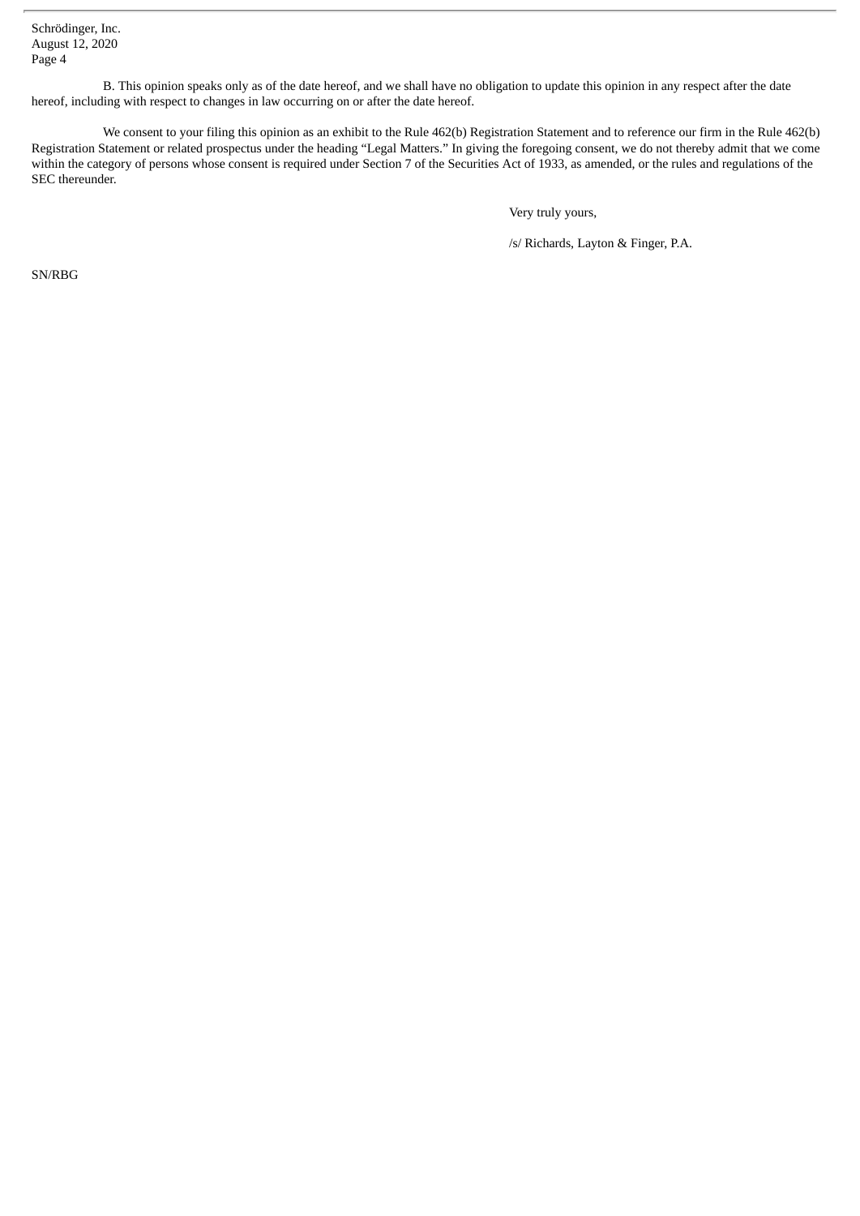B. This opinion speaks only as of the date hereof, and we shall have no obligation to update this opinion in any respect after the date hereof, including with respect to changes in law occurring on or after the date hereof.

We consent to your filing this opinion as an exhibit to the Rule 462(b) Registration Statement and to reference our firm in the Rule 462(b) Registration Statement or related prospectus under the heading "Legal Matters." In giving the foregoing consent, we do not thereby admit that we come within the category of persons whose consent is required under Section 7 of the Securities Act of 1933, as amended, or the rules and regulations of the SEC thereunder.

Very truly yours,

/s/ Richards, Layton & Finger, P.A.

SN/RBG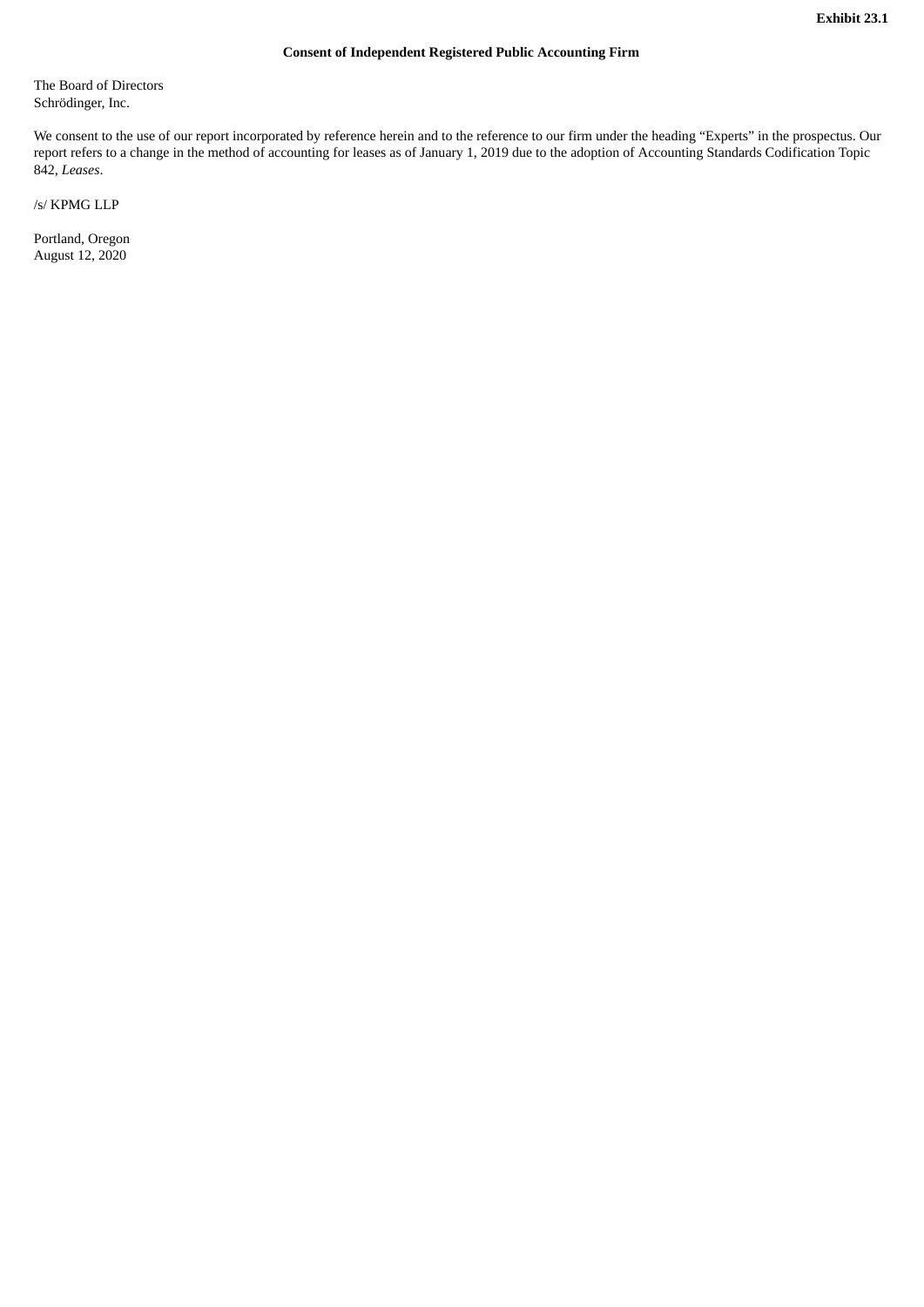**Exhibit 23.1**

**Consent of Independent Registered Public Accounting Firm**

The Board of Directors
Schrödinger, Inc.

We consent to the use of our report incorporated by reference herein and to the reference to our firm under the heading "Experts" in the prospectus. Our report refers to a change in the method of accounting for leases as of January 1, 2019 due to the adoption of Accounting Standards Codification Topic 842, *Leases*.

/s/ KPMG LLP

Portland, Oregon
August 12, 2020